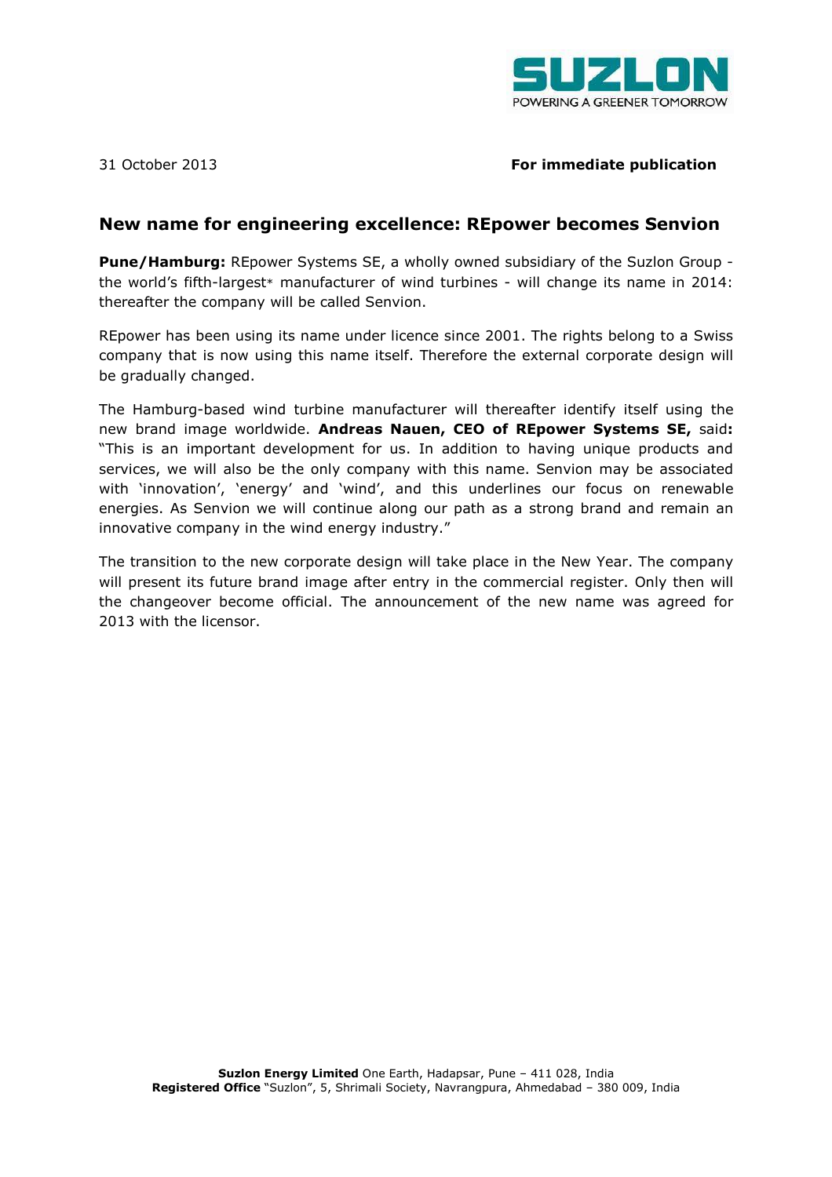SUZLON
POWERING A GREENER TOMORROW

31 October 2013 **For immediate publication**

## New name for engineering excellence: REpower becomes Senvion

**Pune/Hamburg:** REpower Systems SE, a wholly owned subsidiary of the Suzlon Group - the world's fifth-largest* manufacturer of wind turbines - will change its name in 2014: thereafter the company will be called Senvion.

REpower has been using its name under licence since 2001. The rights belong to a Swiss company that is now using this name itself. Therefore the external corporate design will be gradually changed.

The Hamburg-based wind turbine manufacturer will thereafter identify itself using the new brand image worldwide. **Andreas Nauen, CEO of REpower Systems SE,** said**:** "This is an important development for us. In addition to having unique products and services, we will also be the only company with this name. Senvion may be associated with 'innovation', 'energy' and 'wind', and this underlines our focus on renewable energies. As Senvion we will continue along our path as a strong brand and remain an innovative company in the wind energy industry."

The transition to the new corporate design will take place in the New Year. The company will present its future brand image after entry in the commercial register. Only then will the changeover become official. The announcement of the new name was agreed for 2013 with the licensor.

**Suzlon Energy Limited** One Earth, Hadapsar, Pune – 411 028, India
**Registered Office** "Suzlon", 5, Shrimali Society, Navrangpura, Ahmedabad – 380 009, India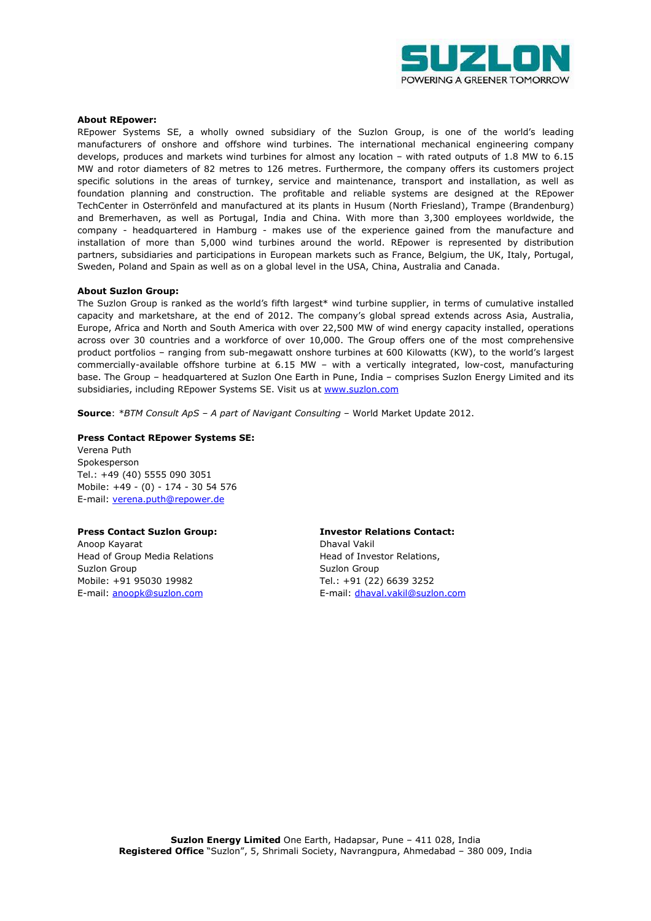**About REpower:**
REpower Systems SE, a wholly owned subsidiary of the Suzlon Group, is one of the world's leading manufacturers of onshore and offshore wind turbines. The international mechanical engineering company develops, produces and markets wind turbines for almost any location – with rated outputs of 1.8 MW to 6.15 MW and rotor diameters of 82 metres to 126 metres. Furthermore, the company offers its customers project specific solutions in the areas of turnkey, service and maintenance, transport and installation, as well as foundation planning and construction. The profitable and reliable systems are designed at the REpower TechCenter in Osterrönfeld and manufactured at its plants in Husum (North Friesland), Trampe (Brandenburg) and Bremerhaven, as well as Portugal, India and China. With more than 3,300 employees worldwide, the company - headquartered in Hamburg - makes use of the experience gained from the manufacture and installation of more than 5,000 wind turbines around the world. REpower is represented by distribution partners, subsidiaries and participations in European markets such as France, Belgium, the UK, Italy, Portugal, Sweden, Poland and Spain as well as on a global level in the USA, China, Australia and Canada.

**About Suzlon Group:**
The Suzlon Group is ranked as the world's fifth largest* wind turbine supplier, in terms of cumulative installed capacity and marketshare, at the end of 2012. The company's global spread extends across Asia, Australia, Europe, Africa and North and South America with over 22,500 MW of wind energy capacity installed, operations across over 30 countries and a workforce of over 10,000. The Group offers one of the most comprehensive product portfolios – ranging from sub-megawatt onshore turbines at 600 Kilowatts (KW), to the world's largest commercially-available offshore turbine at 6.15 MW – with a vertically integrated, low-cost, manufacturing base. The Group – headquartered at Suzlon One Earth in Pune, India – comprises Suzlon Energy Limited and its subsidiaries, including REpower Systems SE. Visit us at www.suzlon.com

**Source**: **BTM Consult ApS – A part of Navigant Consulting* – World Market Update 2012.

**Press Contact REpower Systems SE:**
Verena Puth
Spokesperson
Tel.: +49 (40) 5555 090 3051
Mobile: +49 - (0) - 174 - 30 54 576
E-mail: verena.puth@repower.de

**Press Contact Suzlon Group:**
Anoop Kayarat
Head of Group Media Relations
Suzlon Group
Mobile: +91 95030 19982
E-mail: anoopk@suzlon.com

**Investor Relations Contact:**
Dhaval Vakil
Head of Investor Relations,
Suzlon Group
Tel.: +91 (22) 6639 3252
E-mail: dhaval.vakil@suzlon.com

**Suzlon Energy Limited** One Earth, Hadapsar, Pune – 411 028, India
**Registered Office** "Suzlon", 5, Shrimali Society, Navrangpura, Ahmedabad – 380 009, India